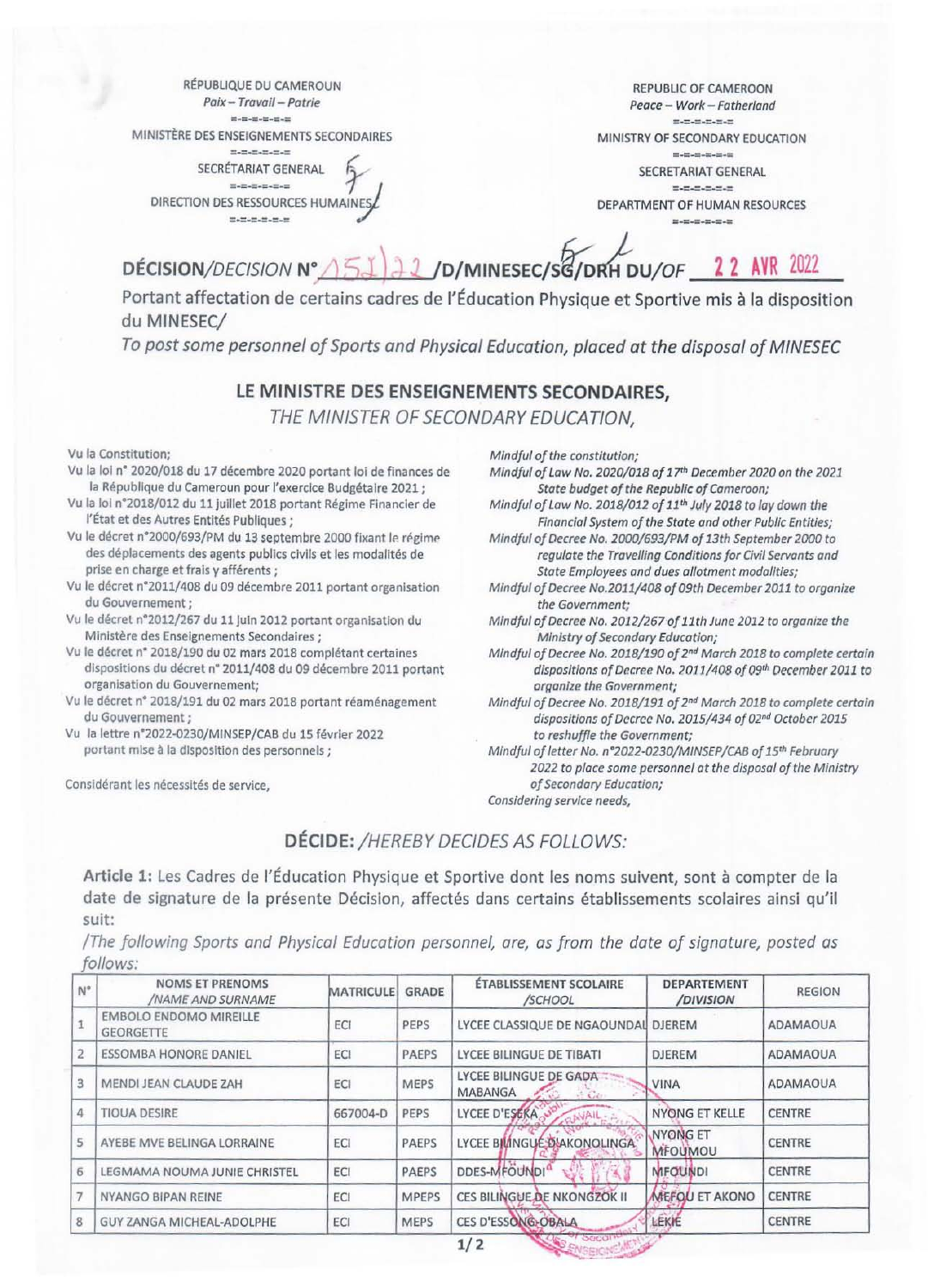RÉPUBLIQUE DU CAMEROUN
*Paix – Travail – Patrie*

MINISTÈRE DES ENSEIGNEMENTS SECONDAIRES

SECRÉTARIAT GENERAL

DIRECTION DES RESSOURCES HUMAINES

REPUBLIC OF CAMEROON
*Peace – Work – Fatherland*

MINISTRY OF SECONDARY EDUCATION

SECRETARIAT GENERAL

DEPARTMENT OF HUMAN RESOURCES

## DÉCISION/*DECISION* N° 151/22 /D/MINESEC/SG/DRH DU/*OF* 22 AVR 2022

Portant affectation de certains cadres de l'Éducation Physique et Sportive mis à la disposition du MINESEC/
*To post some personnel of Sports and Physical Education, placed at the disposal of MINESEC*

### LE MINISTRE DES ENSEIGNEMENTS SECONDAIRES,
*THE MINISTER OF SECONDARY EDUCATION,*

Vu la Constitution;
Vu la loi n° 2020/018 du 17 décembre 2020 portant loi de finances de la République du Cameroun pour l'exercice Budgétaire 2021 ;
Vu la loi n°2018/012 du 11 juillet 2018 portant Régime Financier de l'État et des Autres Entités Publiques ;
Vu le décret n°2000/693/PM du 13 septembre 2000 fixant le régime des déplacements des agents publics civils et les modalités de prise en charge et frais y afférents ;
Vu le décret n°2011/408 du 09 décembre 2011 portant organisation du Gouvernement ;
Vu le décret n°2012/267 du 11 juin 2012 portant organisation du Ministère des Enseignements Secondaires ;
Vu le décret n° 2018/190 du 02 mars 2018 complétant certaines dispositions du décret n° 2011/408 du 09 décembre 2011 portant organisation du Gouvernement;
Vu le décret n° 2018/191 du 02 mars 2018 portant réaménagement du Gouvernement ;
Vu la lettre n°2022-0230/MINSEP/CAB du 15 février 2022 portant mise à la disposition des personnels ;

Considérant les nécessités de service,

*Mindful of the constitution;*
*Mindful of Law No. 2020/018 of 17th December 2020 on the 2021 State budget of the Republic of Cameroon;*
*Mindful of Law No. 2018/012 of 11th July 2018 to lay down the Financial System of the State and other Public Entities;*
*Mindful of Decree No. 2000/693/PM of 13th September 2000 to regulate the Travelling Conditions for Civil Servants and State Employees and dues allotment modalities;*
*Mindful of Decree No.2011/408 of 09th December 2011 to organize the Government;*
*Mindful of Decree No. 2012/267 of 11th June 2012 to organize the Ministry of Secondary Education;*
*Mindful of Decree No. 2018/190 of 2nd March 2018 to complete certain dispositions of Decree No. 2011/408 of 09th December 2011 to organize the Government;*
*Mindful of Decree No. 2018/191 of 2nd March 2018 to complete certain dispositions of Decree No. 2015/434 of 02nd October 2015 to reshuffle the Government;*
*Mindful of letter No. n°2022-0230/MINSEP/CAB of 15th February 2022 to place some personnel at the disposal of the Ministry of Secondary Education;*
*Considering service needs,*

### DÉCIDE: /*HEREBY DECIDES AS FOLLOWS:*

**Article 1:** Les Cadres de l'Éducation Physique et Sportive dont les noms suivent, sont à compter de la date de signature de la présente Décision, affectés dans certains établissements scolaires ainsi qu'il suit:
*/The following Sports and Physical Education personnel, are, as from the date of signature, posted as follows:*

| N° | NOMS ET PRENOMS /*NAME AND SURNAME* | MATRICULE | GRADE | ÉTABLISSEMENT SCOLAIRE /*SCHOOL* | DEPARTEMENT /*DIVISION* | REGION |
|---|---|---|---|---|---|---|
| 1 | EMBOLO ENDOMO MIREILLE GEORGETTE | ECI | PEPS | LYCEE CLASSIQUE DE NGAOUNDAL | DJEREM | ADAMAOUA |
| 2 | ESSOMBA HONORE DANIEL | ECI | PAEPS | LYCEE BILINGUE DE TIBATI | DJEREM | ADAMAOUA |
| 3 | MENDI JEAN CLAUDE ZAH | ECI | MEPS | LYCEE BILINGUE DE GADA MABANGA | VINA | ADAMAOUA |
| 4 | TIOUA DESIRE | 667004-D | PEPS | LYCEE D'ESEKA | NYONG ET KELLE | CENTRE |
| 5 | AYEBE MVE BELINGA LORRAINE | ECI | PAEPS | LYCEE BILINGUE D'AKONOLINGA | NYONG ET MFOUMOU | CENTRE |
| 6 | LEGMAMA NOUMA JUNIE CHRISTEL | ECI | PAEPS | DDES-MFOUNDI | MFOUNDI | CENTRE |
| 7 | NYANGO BIPAN REINE | ECI | MPEPS | CES BILINGUE DE NKONGZOK II | MEFOU ET AKONO | CENTRE |
| 8 | GUY ZANGA MICHEAL-ADOLPHE | ECI | MEPS | CES D'ESSONG-OBALA | LEKIE | CENTRE |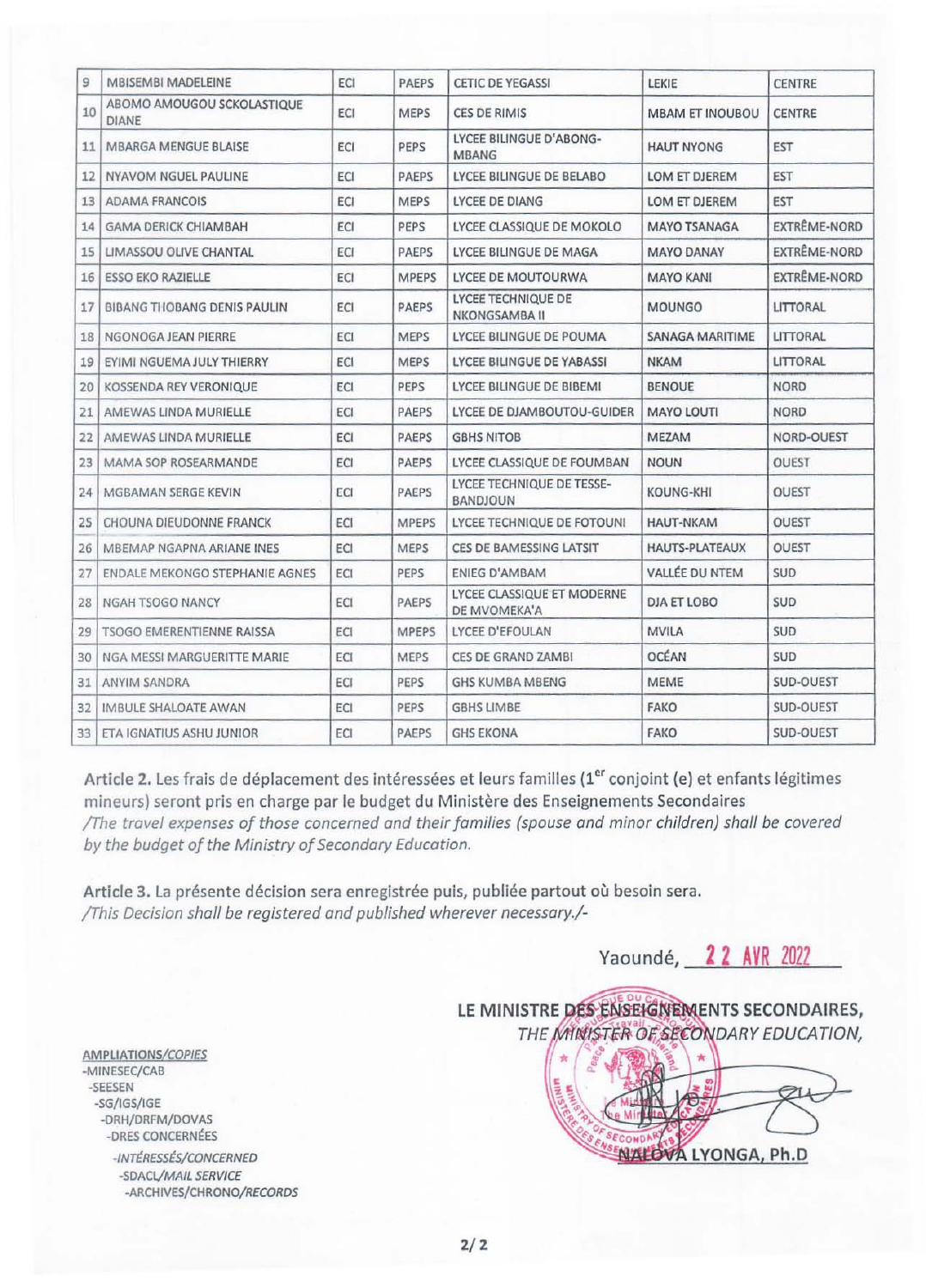| | | | | | | |
|---|---|---|---|---|---|---|
| 9 | MBISEMBI MADELEINE | ECI | PAEPS | CETIC DE YEGASSI | LEKIE | CENTRE |
| 10 | ABOMO AMOUGOU SCKOLASTIQUE DIANE | ECI | MEPS | CES DE RIMIS | MBAM ET INOUBOU | CENTRE |
| 11 | MBARGA MENGUE BLAISE | ECI | PEPS | LYCEE BILINGUE D'ABONG-MBANG | HAUT NYONG | EST |
| 12 | NYAVOM NGUEL PAULINE | ECI | PAEPS | LYCEE BILINGUE DE BELABO | LOM ET DJEREM | EST |
| 13 | ADAMA FRANCOIS | ECI | MEPS | LYCEE DE DIANG | LOM ET DJEREM | EST |
| 14 | GAMA DERICK CHIAMBAH | ECI | PEPS | LYCEE CLASSIQUE DE MOKOLO | MAYO TSANAGA | EXTRÊME-NORD |
| 15 | LIMASSOU OLIVE CHANTAL | ECI | PAEPS | LYCEE BILINGUE DE MAGA | MAYO DANAY | EXTRÊME-NORD |
| 16 | ESSO EKO RAZIELLE | ECI | MPEPS | LYCEE DE MOUTOURWA | MAYO KANI | EXTRÊME-NORD |
| 17 | BIBANG THOBANG DENIS PAULIN | ECI | PAEPS | LYCEE TECHNIQUE DE NKONGSAMBA II | MOUNGO | LITTORAL |
| 18 | NGONOGA JEAN PIERRE | ECI | MEPS | LYCEE BILINGUE DE POUMA | SANAGA MARITIME | LITTORAL |
| 19 | EYIMI NGUEMA JULY THIERRY | ECI | MEPS | LYCEE BILINGUE DE YABASSI | NKAM | LITTORAL |
| 20 | KOSSENDA REY VERONIQUE | ECI | PEPS | LYCEE BILINGUE DE BIBEMI | BENOUE | NORD |
| 21 | AMEWAS LINDA MURIELLE | ECI | PAEPS | LYCEE DE DJAMBOUTOU-GUIDER | MAYO LOUTI | NORD |
| 22 | AMEWAS LINDA MURIELLE | ECI | PAEPS | GBHS NITOB | MEZAM | NORD-OUEST |
| 23 | MAMA SOP ROSEARMANDE | ECI | PAEPS | LYCEE CLASSIQUE DE FOUMBAN | NOUN | OUEST |
| 24 | MGBAMAN SERGE KEVIN | ECI | PAEPS | LYCEE TECHNIQUE DE TESSE-BANDJOUN | KOUNG-KHI | OUEST |
| 25 | CHOUNA DIEUDONNE FRANCK | ECI | MPEPS | LYCEE TECHNIQUE DE FOTOUNI | HAUT-NKAM | OUEST |
| 26 | MBEMAP NGAPNA ARIANE INES | ECI | MEPS | CES DE BAMESSING LATSIT | HAUTS-PLATEAUX | OUEST |
| 27 | ENDALE MEKONGO STEPHANIE AGNES | ECI | PEPS | ENIEG D'AMBAM | VALLÉE DU NTEM | SUD |
| 28 | NGAH TSOGO NANCY | ECI | PAEPS | LYCEE CLASSIQUE ET MODERNE DE MVOMEKA'A | DJA ET LOBO | SUD |
| 29 | TSOGO EMERENTIENNE RAISSA | ECI | MPEPS | LYCEE D'EFOULAN | MVILA | SUD |
| 30 | NGA MESSI MARGUERITTE MARIE | ECI | MEPS | CES DE GRAND ZAMBI | OCÉAN | SUD |
| 31 | ANYIM SANDRA | ECI | PEPS | GHS KUMBA MBENG | MEME | SUD-OUEST |
| 32 | IMBULE SHALOATE AWAN | ECI | PEPS | GBHS LIMBE | FAKO | SUD-OUEST |
| 33 | ETA IGNATIUS ASHU JUNIOR | ECI | PAEPS | GHS EKONA | FAKO | SUD-OUEST |

**Article 2.** Les frais de déplacement des intéressées et leurs familles (1er conjoint (e) et enfants légitimes mineurs) seront pris en charge par le budget du Ministère des Enseignements Secondaires
*/The travel expenses of those concerned and their families (spouse and minor children) shall be covered by the budget of the Ministry of Secondary Education.*

**Article 3.** La présente décision sera enregistrée puis, publiée partout où besoin sera.
*/This Decision shall be registered and published wherever necessary./-*

Yaoundé, 22 AVR 2022

**LE MINISTRE DES ENSEIGNEMENTS SECONDAIRES,**
*THE MINISTER OF SECONDARY EDUCATION,*

**NALOVA LYONGA, Ph.D**

AMPLIATIONS/*COPIES*
- MINESEC/CAB
- SEESEN
- SG/IGS/IGE
- DRH/DRFM/DOVAS
- DRES CONCERNÉES
- *INTÉRESSÉS/CONCERNED*
- SDACL/*MAIL SERVICE*
- ARCHIVES/CHRONO/*RECORDS*